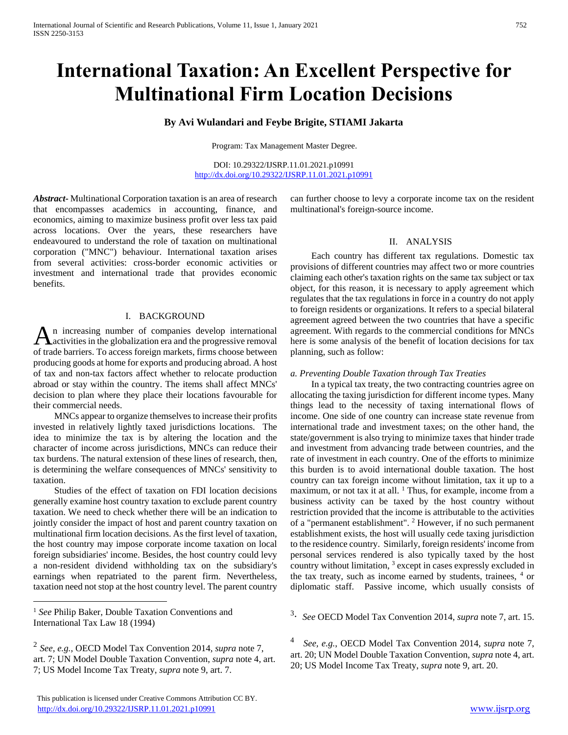# International Taxation: An Excellent Perspective for Multinational Firm Location Decisions

**By Avi Wulandari and Feybe Brigite, STIAMI Jakarta**

Program: Tax Management Master Degree.

DOI: 10.29322/IJSRP.11.01.2021.p10991
http://dx.doi.org/10.29322/IJSRP.11.01.2021.p10991

***Abstract***- Multinational Corporation taxation is an area of research that encompasses academics in accounting, finance, and economics, aiming to maximize business profit over less tax paid across locations. Over the years, these researchers have endeavoured to understand the role of taxation on multinational corporation ("MNC") behaviour. International taxation arises from several activities: cross-border economic activities or investment and international trade that provides economic benefits.

## I. BACKGROUND

An increasing number of companies develop international activities in the globalization era and the progressive removal of trade barriers. To access foreign markets, firms choose between producing goods at home for exports and producing abroad. A host of tax and non-tax factors affect whether to relocate production abroad or stay within the country. The items shall affect MNCs' decision to plan where they place their locations favourable for their commercial needs.

MNCs appear to organize themselves to increase their profits invested in relatively lightly taxed jurisdictions locations. The idea to minimize the tax is by altering the location and the character of income across jurisdictions, MNCs can reduce their tax burdens. The natural extension of these lines of research, then, is determining the welfare consequences of MNCs' sensitivity to taxation.

Studies of the effect of taxation on FDI location decisions generally examine host country taxation to exclude parent country taxation. We need to check whether there will be an indication to jointly consider the impact of host and parent country taxation on multinational firm location decisions. As the first level of taxation, the host country may impose corporate income taxation on local foreign subsidiaries' income. Besides, the host country could levy a non-resident dividend withholding tax on the subsidiary's earnings when repatriated to the parent firm. Nevertheless, taxation need not stop at the host country level. The parent country can further choose to levy a corporate income tax on the resident multinational's foreign-source income.

## II. ANALYSIS

Each country has different tax regulations. Domestic tax provisions of different countries may affect two or more countries claiming each other's taxation rights on the same tax subject or tax object, for this reason, it is necessary to apply agreement which regulates that the tax regulations in force in a country do not apply to foreign residents or organizations. It refers to a special bilateral agreement agreed between the two countries that have a specific agreement. With regards to the commercial conditions for MNCs here is some analysis of the benefit of location decisions for tax planning, such as follow:

### *a. Preventing Double Taxation through Tax Treaties*

In a typical tax treaty, the two contracting countries agree on allocating the taxing jurisdiction for different income types. Many things lead to the necessity of taxing international flows of income. One side of one country can increase state revenue from international trade and investment taxes; on the other hand, the state/government is also trying to minimize taxes that hinder trade and investment from advancing trade between countries, and the rate of investment in each country. One of the efforts to minimize this burden is to avoid international double taxation. The host country can tax foreign income without limitation, tax it up to a maximum, or not tax it at all. [1] Thus, for example, income from a business activity can be taxed by the host country without restriction provided that the income is attributable to the activities of a "permanent establishment". [2] However, if no such permanent establishment exists, the host will usually cede taxing jurisdiction to the residence country. Similarly, foreign residents' income from personal services rendered is also typically taxed by the host country without limitation, [3] except in cases expressly excluded in the tax treaty, such as income earned by students, trainees, [4] or diplomatic staff. Passive income, which usually consists of

---

[1] *See* Philip Baker, Double Taxation Conventions and International Tax Law 18 (1994)

[2] *See, e.g.,* OECD Model Tax Convention 2014, *supra* note 7, art. 7; UN Model Double Taxation Convention, *supra* note 4, art. 7; US Model Income Tax Treaty, *supra* note 9, art. 7.

[3] *See* OECD Model Tax Convention 2014, *supra* note 7, art. 15.

[4] *See, e.g.,* OECD Model Tax Convention 2014, *supra* note 7, art. 20; UN Model Double Taxation Convention, *supra* note 4, art. 20; US Model Income Tax Treaty, *supra* note 9, art. 20.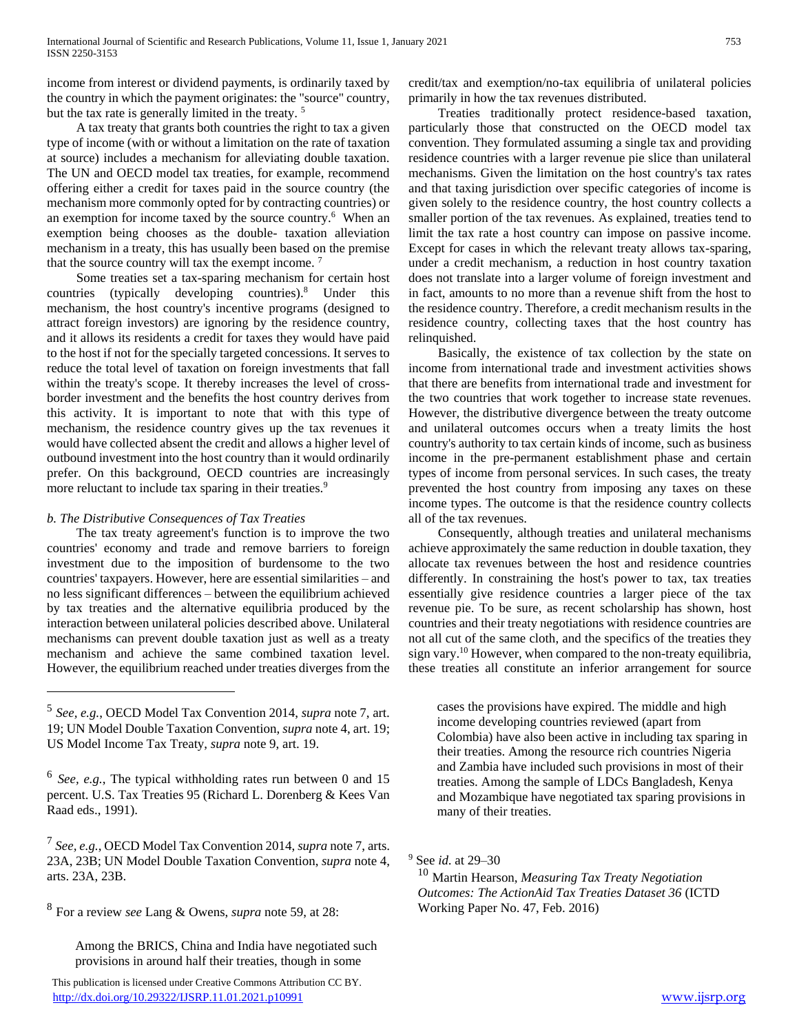income from interest or dividend payments, is ordinarily taxed by the country in which the payment originates: the "source" country, but the tax rate is generally limited in the treaty. [5]

A tax treaty that grants both countries the right to tax a given type of income (with or without a limitation on the rate of taxation at source) includes a mechanism for alleviating double taxation. The UN and OECD model tax treaties, for example, recommend offering either a credit for taxes paid in the source country (the mechanism more commonly opted for by contracting countries) or an exemption for income taxed by the source country.[6] When an exemption being chooses as the double- taxation alleviation mechanism in a treaty, this has usually been based on the premise that the source country will tax the exempt income. [7]

Some treaties set a tax-sparing mechanism for certain host countries (typically developing countries).[8] Under this mechanism, the host country's incentive programs (designed to attract foreign investors) are ignoring by the residence country, and it allows its residents a credit for taxes they would have paid to the host if not for the specially targeted concessions. It serves to reduce the total level of taxation on foreign investments that fall within the treaty's scope. It thereby increases the level of cross-border investment and the benefits the host country derives from this activity. It is important to note that with this type of mechanism, the residence country gives up the tax revenues it would have collected absent the credit and allows a higher level of outbound investment into the host country than it would ordinarily prefer. On this background, OECD countries are increasingly more reluctant to include tax sparing in their treaties.[9]

### *b. The Distributive Consequences of Tax Treaties*

The tax treaty agreement's function is to improve the two countries' economy and trade and remove barriers to foreign investment due to the imposition of burdensome to the two countries' taxpayers. However, here are essential similarities – and no less significant differences – between the equilibrium achieved by tax treaties and the alternative equilibria produced by the interaction between unilateral policies described above. Unilateral mechanisms can prevent double taxation just as well as a treaty mechanism and achieve the same combined taxation level. However, the equilibrium reached under treaties diverges from the credit/tax and exemption/no-tax equilibria of unilateral policies primarily in how the tax revenues distributed.

Treaties traditionally protect residence-based taxation, particularly those that constructed on the OECD model tax convention. They formulated assuming a single tax and providing residence countries with a larger revenue pie slice than unilateral mechanisms. Given the limitation on the host country's tax rates and that taxing jurisdiction over specific categories of income is given solely to the residence country, the host country collects a smaller portion of the tax revenues. As explained, treaties tend to limit the tax rate a host country can impose on passive income. Except for cases in which the relevant treaty allows tax-sparing, under a credit mechanism, a reduction in host country taxation does not translate into a larger volume of foreign investment and in fact, amounts to no more than a revenue shift from the host to the residence country. Therefore, a credit mechanism results in the residence country, collecting taxes that the host country has relinquished.

Basically, the existence of tax collection by the state on income from international trade and investment activities shows that there are benefits from international trade and investment for the two countries that work together to increase state revenues. However, the distributive divergence between the treaty outcome and unilateral outcomes occurs when a treaty limits the host country's authority to tax certain kinds of income, such as business income in the pre-permanent establishment phase and certain types of income from personal services. In such cases, the treaty prevented the host country from imposing any taxes on these income types. The outcome is that the residence country collects all of the tax revenues.

Consequently, although treaties and unilateral mechanisms achieve approximately the same reduction in double taxation, they allocate tax revenues between the host and residence countries differently. In constraining the host's power to tax, tax treaties essentially give residence countries a larger piece of the tax revenue pie. To be sure, as recent scholarship has shown, host countries and their treaty negotiations with residence countries are not all cut of the same cloth, and the specifics of the treaties they sign vary.[10] However, when compared to the non-treaty equilibria, these treaties all constitute an inferior arrangement for source

---

[5] *See, e.g.*, OECD Model Tax Convention 2014, *supra* note 7, art. 19; UN Model Double Taxation Convention, *supra* note 4, art. 19; US Model Income Tax Treaty, *supra* note 9, art. 19.

[6] *See, e.g.,* The typical withholding rates run between 0 and 15 percent. U.S. Tax Treaties 95 (Richard L. Dorenberg & Kees Van Raad eds., 1991).

[7] *See, e.g.*, OECD Model Tax Convention 2014, *supra* note 7, arts. 23A, 23B; UN Model Double Taxation Convention, *supra* note 4, arts. 23A, 23B.

[8] For a review *see* Lang & Owens, *supra* note 59, at 28:

> Among the BRICS, China and India have negotiated such provisions in around half their treaties, though in some cases the provisions have expired. The middle and high income developing countries reviewed (apart from Colombia) have also been active in including tax sparing in their treaties. Among the resource rich countries Nigeria and Zambia have included such provisions in most of their treaties. Among the sample of LDCs Bangladesh, Kenya and Mozambique have negotiated tax sparing provisions in many of their treaties.

[9] See *id.* at 29–30

[10] Martin Hearson, *Measuring Tax Treaty Negotiation Outcomes: The ActionAid Tax Treaties Dataset 36* (ICTD Working Paper No. 47, Feb. 2016)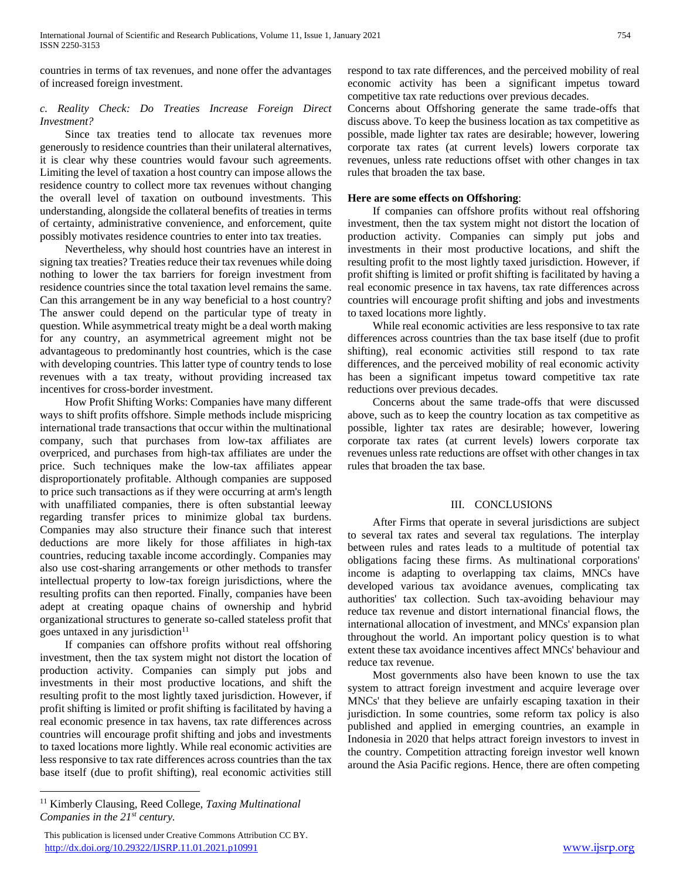countries in terms of tax revenues, and none offer the advantages of increased foreign investment.

*c. Reality Check: Do Treaties Increase Foreign Direct Investment?*

Since tax treaties tend to allocate tax revenues more generously to residence countries than their unilateral alternatives, it is clear why these countries would favour such agreements. Limiting the level of taxation a host country can impose allows the residence country to collect more tax revenues without changing the overall level of taxation on outbound investments. This understanding, alongside the collateral benefits of treaties in terms of certainty, administrative convenience, and enforcement, quite possibly motivates residence countries to enter into tax treaties.

Nevertheless, why should host countries have an interest in signing tax treaties? Treaties reduce their tax revenues while doing nothing to lower the tax barriers for foreign investment from residence countries since the total taxation level remains the same. Can this arrangement be in any way beneficial to a host country? The answer could depend on the particular type of treaty in question. While asymmetrical treaty might be a deal worth making for any country, an asymmetrical agreement might not be advantageous to predominantly host countries, which is the case with developing countries. This latter type of country tends to lose revenues with a tax treaty, without providing increased tax incentives for cross-border investment.

How Profit Shifting Works: Companies have many different ways to shift profits offshore. Simple methods include mispricing international trade transactions that occur within the multinational company, such that purchases from low-tax affiliates are overpriced, and purchases from high-tax affiliates are under the price. Such techniques make the low-tax affiliates appear disproportionately profitable. Although companies are supposed to price such transactions as if they were occurring at arm's length with unaffiliated companies, there is often substantial leeway regarding transfer prices to minimize global tax burdens. Companies may also structure their finance such that interest deductions are more likely for those affiliates in high-tax countries, reducing taxable income accordingly. Companies may also use cost-sharing arrangements or other methods to transfer intellectual property to low-tax foreign jurisdictions, where the resulting profits can then reported. Finally, companies have been adept at creating opaque chains of ownership and hybrid organizational structures to generate so-called stateless profit that goes untaxed in any jurisdiction[11]

If companies can offshore profits without real offshoring investment, then the tax system might not distort the location of production activity. Companies can simply put jobs and investments in their most productive locations, and shift the resulting profit to the most lightly taxed jurisdiction. However, if profit shifting is limited or profit shifting is facilitated by having a real economic presence in tax havens, tax rate differences across countries will encourage profit shifting and jobs and investments to taxed locations more lightly. While real economic activities are less responsive to tax rate differences across countries than the tax base itself (due to profit shifting), real economic activities still respond to tax rate differences, and the perceived mobility of real economic activity has been a significant impetus toward competitive tax rate reductions over previous decades.

Concerns about Offshoring generate the same trade-offs that discuss above. To keep the business location as tax competitive as possible, made lighter tax rates are desirable; however, lowering corporate tax rates (at current levels) lowers corporate tax revenues, unless rate reductions offset with other changes in tax rules that broaden the tax base.

**Here are some effects on Offshoring**:

If companies can offshore profits without real offshoring investment, then the tax system might not distort the location of production activity. Companies can simply put jobs and investments in their most productive locations, and shift the resulting profit to the most lightly taxed jurisdiction. However, if profit shifting is limited or profit shifting is facilitated by having a real economic presence in tax havens, tax rate differences across countries will encourage profit shifting and jobs and investments to taxed locations more lightly.

While real economic activities are less responsive to tax rate differences across countries than the tax base itself (due to profit shifting), real economic activities still respond to tax rate differences, and the perceived mobility of real economic activity has been a significant impetus toward competitive tax rate reductions over previous decades.

Concerns about the same trade-offs that were discussed above, such as to keep the country location as tax competitive as possible, lighter tax rates are desirable; however, lowering corporate tax rates (at current levels) lowers corporate tax revenues unless rate reductions are offset with other changes in tax rules that broaden the tax base.

## III. CONCLUSIONS

After Firms that operate in several jurisdictions are subject to several tax rates and several tax regulations. The interplay between rules and rates leads to a multitude of potential tax obligations facing these firms. As multinational corporations' income is adapting to overlapping tax claims, MNCs have developed various tax avoidance avenues, complicating tax authorities' tax collection. Such tax-avoiding behaviour may reduce tax revenue and distort international financial flows, the international allocation of investment, and MNCs' expansion plan throughout the world. An important policy question is to what extent these tax avoidance incentives affect MNCs' behaviour and reduce tax revenue.

Most governments also have been known to use the tax system to attract foreign investment and acquire leverage over MNCs' that they believe are unfairly escaping taxation in their jurisdiction. In some countries, some reform tax policy is also published and applied in emerging countries, an example in Indonesia in 2020 that helps attract foreign investors to invest in the country. Competition attracting foreign investor well known around the Asia Pacific regions. Hence, there are often competing

---

[11] Kimberly Clausing, Reed College, *Taxing Multinational Companies in the 21st century.*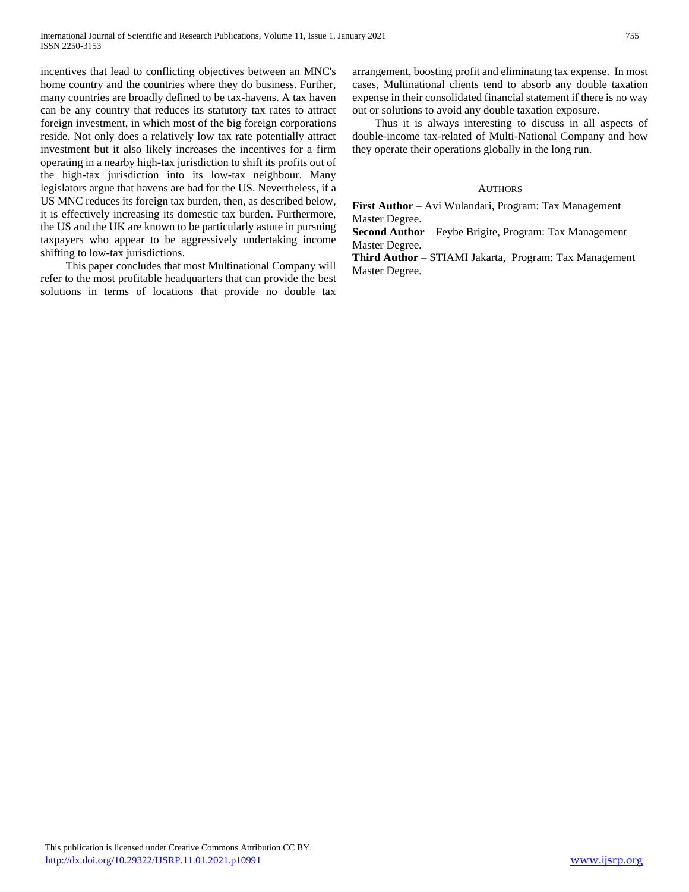incentives that lead to conflicting objectives between an MNC's home country and the countries where they do business. Further, many countries are broadly defined to be tax-havens. A tax haven can be any country that reduces its statutory tax rates to attract foreign investment, in which most of the big foreign corporations reside. Not only does a relatively low tax rate potentially attract investment but it also likely increases the incentives for a firm operating in a nearby high-tax jurisdiction to shift its profits out of the high-tax jurisdiction into its low-tax neighbour. Many legislators argue that havens are bad for the US. Nevertheless, if a US MNC reduces its foreign tax burden, then, as described below, it is effectively increasing its domestic tax burden. Furthermore, the US and the UK are known to be particularly astute in pursuing taxpayers who appear to be aggressively undertaking income shifting to low-tax jurisdictions.

This paper concludes that most Multinational Company will refer to the most profitable headquarters that can provide the best solutions in terms of locations that provide no double tax arrangement, boosting profit and eliminating tax expense. In most cases, Multinational clients tend to absorb any double taxation expense in their consolidated financial statement if there is no way out or solutions to avoid any double taxation exposure.

Thus it is always interesting to discuss in all aspects of double-income tax-related of Multi-National Company and how they operate their operations globally in the long run.

## AUTHORS

**First Author** – Avi Wulandari, Program: Tax Management Master Degree.

**Second Author** – Feybe Brigite, Program: Tax Management Master Degree.

**Third Author** – STIAMI Jakarta, Program: Tax Management Master Degree.

This publication is licensed under Creative Commons Attribution CC BY.
http://dx.doi.org/10.29322/IJSRP.11.01.2021.p10991